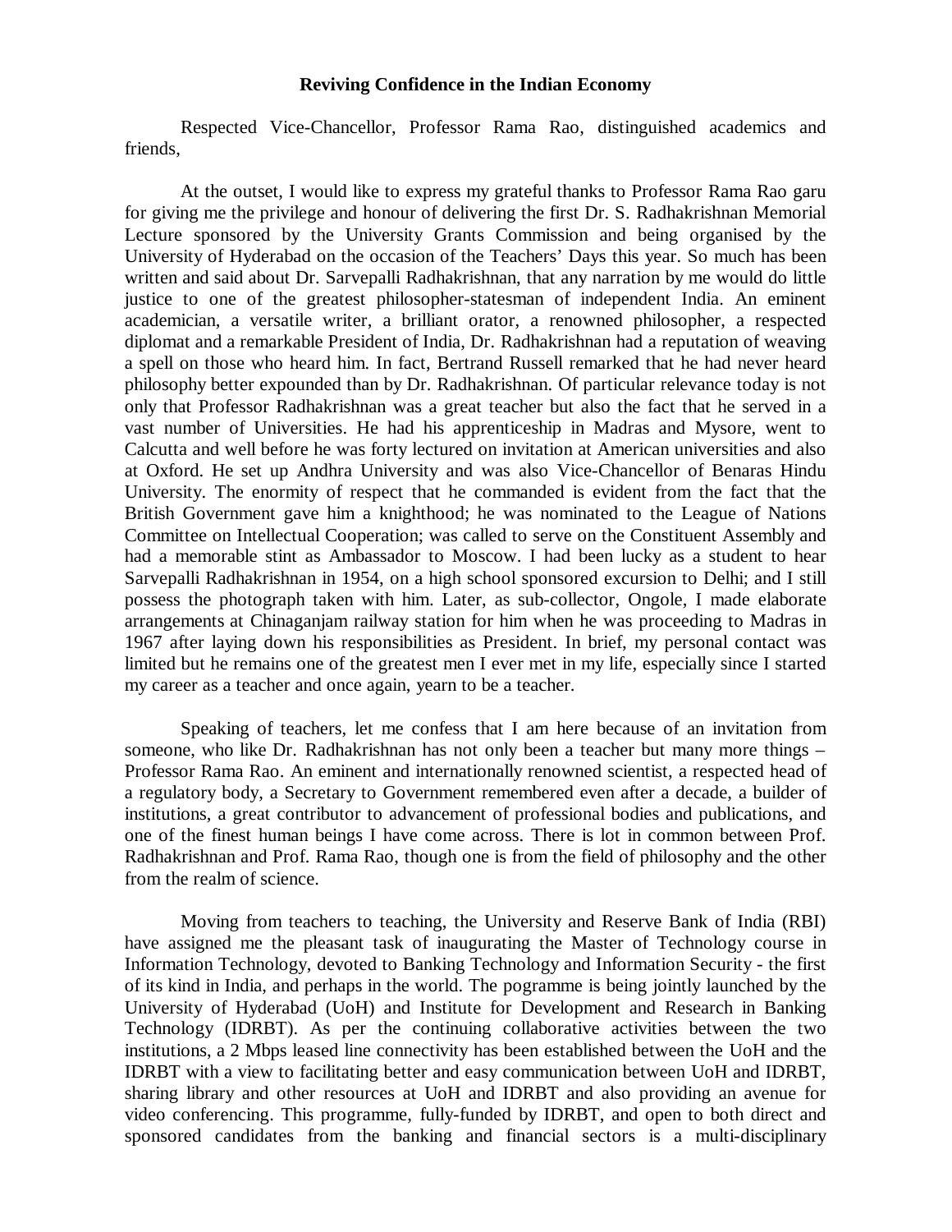# Reviving Confidence in the Indian Economy

Respected Vice-Chancellor, Professor Rama Rao, distinguished academics and friends,

At the outset, I would like to express my grateful thanks to Professor Rama Rao garu for giving me the privilege and honour of delivering the first Dr. S. Radhakrishnan Memorial Lecture sponsored by the University Grants Commission and being organised by the University of Hyderabad on the occasion of the Teachers' Days this year. So much has been written and said about Dr. Sarvepalli Radhakrishnan, that any narration by me would do little justice to one of the greatest philosopher-statesman of independent India. An eminent academician, a versatile writer, a brilliant orator, a renowned philosopher, a respected diplomat and a remarkable President of India, Dr. Radhakrishnan had a reputation of weaving a spell on those who heard him. In fact, Bertrand Russell remarked that he had never heard philosophy better expounded than by Dr. Radhakrishnan. Of particular relevance today is not only that Professor Radhakrishnan was a great teacher but also the fact that he served in a vast number of Universities. He had his apprenticeship in Madras and Mysore, went to Calcutta and well before he was forty lectured on invitation at American universities and also at Oxford. He set up Andhra University and was also Vice-Chancellor of Benaras Hindu University. The enormity of respect that he commanded is evident from the fact that the British Government gave him a knighthood; he was nominated to the League of Nations Committee on Intellectual Cooperation; was called to serve on the Constituent Assembly and had a memorable stint as Ambassador to Moscow. I had been lucky as a student to hear Sarvepalli Radhakrishnan in 1954, on a high school sponsored excursion to Delhi; and I still possess the photograph taken with him. Later, as sub-collector, Ongole, I made elaborate arrangements at Chinaganjam railway station for him when he was proceeding to Madras in 1967 after laying down his responsibilities as President. In brief, my personal contact was limited but he remains one of the greatest men I ever met in my life, especially since I started my career as a teacher and once again, yearn to be a teacher.

Speaking of teachers, let me confess that I am here because of an invitation from someone, who like Dr. Radhakrishnan has not only been a teacher but many more things – Professor Rama Rao. An eminent and internationally renowned scientist, a respected head of a regulatory body, a Secretary to Government remembered even after a decade, a builder of institutions, a great contributor to advancement of professional bodies and publications, and one of the finest human beings I have come across. There is lot in common between Prof. Radhakrishnan and Prof. Rama Rao, though one is from the field of philosophy and the other from the realm of science.

Moving from teachers to teaching, the University and Reserve Bank of India (RBI) have assigned me the pleasant task of inaugurating the Master of Technology course in Information Technology, devoted to Banking Technology and Information Security - the first of its kind in India, and perhaps in the world. The pogramme is being jointly launched by the University of Hyderabad (UoH) and Institute for Development and Research in Banking Technology (IDRBT). As per the continuing collaborative activities between the two institutions, a 2 Mbps leased line connectivity has been established between the UoH and the IDRBT with a view to facilitating better and easy communication between UoH and IDRBT, sharing library and other resources at UoH and IDRBT and also providing an avenue for video conferencing. This programme, fully-funded by IDRBT, and open to both direct and sponsored candidates from the banking and financial sectors is a multi-disciplinary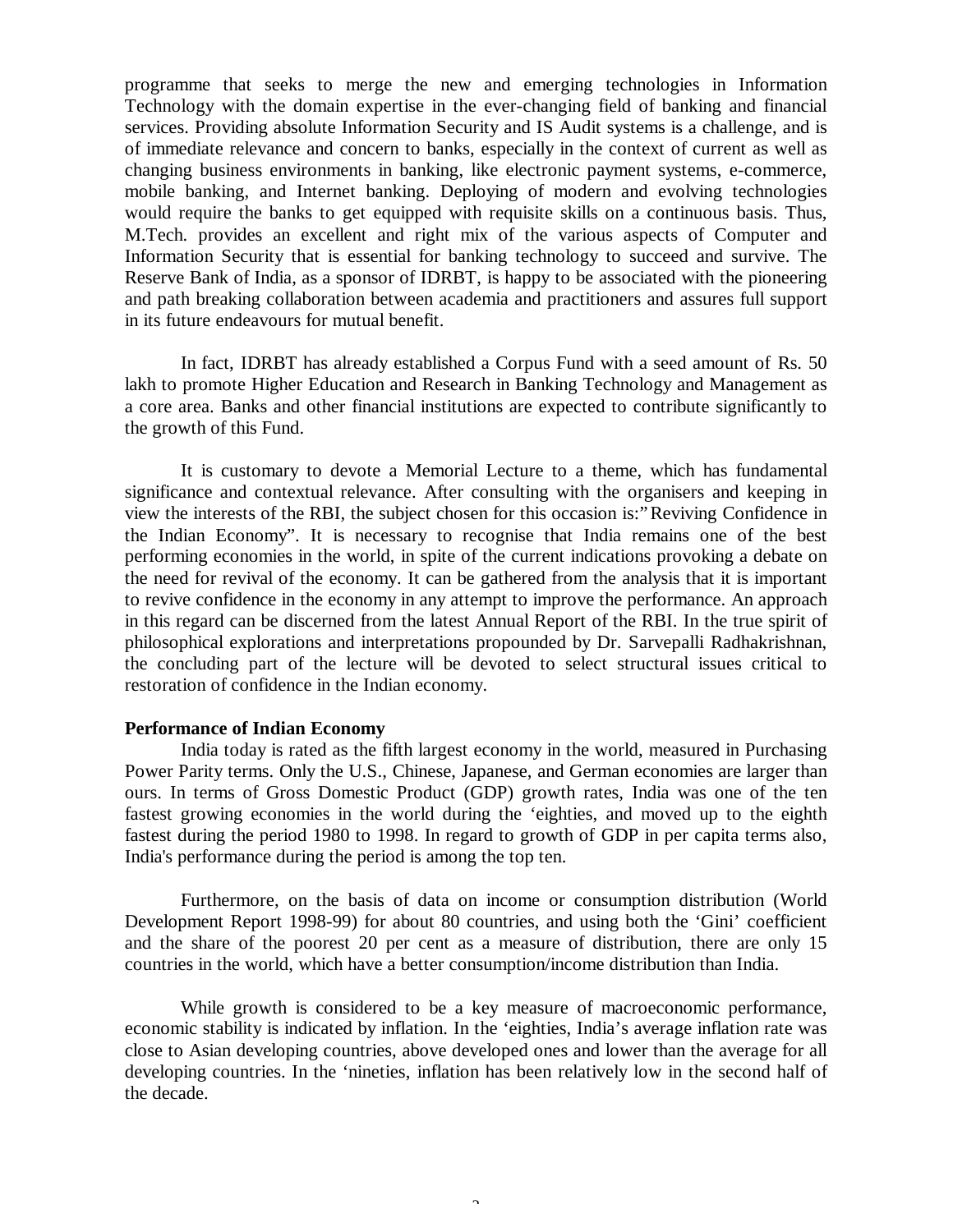programme that seeks to merge the new and emerging technologies in Information Technology with the domain expertise in the ever-changing field of banking and financial services. Providing absolute Information Security and IS Audit systems is a challenge, and is of immediate relevance and concern to banks, especially in the context of current as well as changing business environments in banking, like electronic payment systems, e-commerce, mobile banking, and Internet banking. Deploying of modern and evolving technologies would require the banks to get equipped with requisite skills on a continuous basis. Thus, M.Tech. provides an excellent and right mix of the various aspects of Computer and Information Security that is essential for banking technology to succeed and survive. The Reserve Bank of India, as a sponsor of IDRBT, is happy to be associated with the pioneering and path breaking collaboration between academia and practitioners and assures full support in its future endeavours for mutual benefit.

In fact, IDRBT has already established a Corpus Fund with a seed amount of Rs. 50 lakh to promote Higher Education and Research in Banking Technology and Management as a core area. Banks and other financial institutions are expected to contribute significantly to the growth of this Fund.

It is customary to devote a Memorial Lecture to a theme, which has fundamental significance and contextual relevance. After consulting with the organisers and keeping in view the interests of the RBI, the subject chosen for this occasion is:"Reviving Confidence in the Indian Economy". It is necessary to recognise that India remains one of the best performing economies in the world, in spite of the current indications provoking a debate on the need for revival of the economy. It can be gathered from the analysis that it is important to revive confidence in the economy in any attempt to improve the performance. An approach in this regard can be discerned from the latest Annual Report of the RBI. In the true spirit of philosophical explorations and interpretations propounded by Dr. Sarvepalli Radhakrishnan, the concluding part of the lecture will be devoted to select structural issues critical to restoration of confidence in the Indian economy.

**Performance of Indian Economy**

India today is rated as the fifth largest economy in the world, measured in Purchasing Power Parity terms. Only the U.S., Chinese, Japanese, and German economies are larger than ours. In terms of Gross Domestic Product (GDP) growth rates, India was one of the ten fastest growing economies in the world during the 'eighties, and moved up to the eighth fastest during the period 1980 to 1998. In regard to growth of GDP in per capita terms also, India's performance during the period is among the top ten.

Furthermore, on the basis of data on income or consumption distribution (World Development Report 1998-99) for about 80 countries, and using both the 'Gini' coefficient and the share of the poorest 20 per cent as a measure of distribution, there are only 15 countries in the world, which have a better consumption/income distribution than India.

While growth is considered to be a key measure of macroeconomic performance, economic stability is indicated by inflation. In the 'eighties, India's average inflation rate was close to Asian developing countries, above developed ones and lower than the average for all developing countries. In the 'nineties, inflation has been relatively low in the second half of the decade.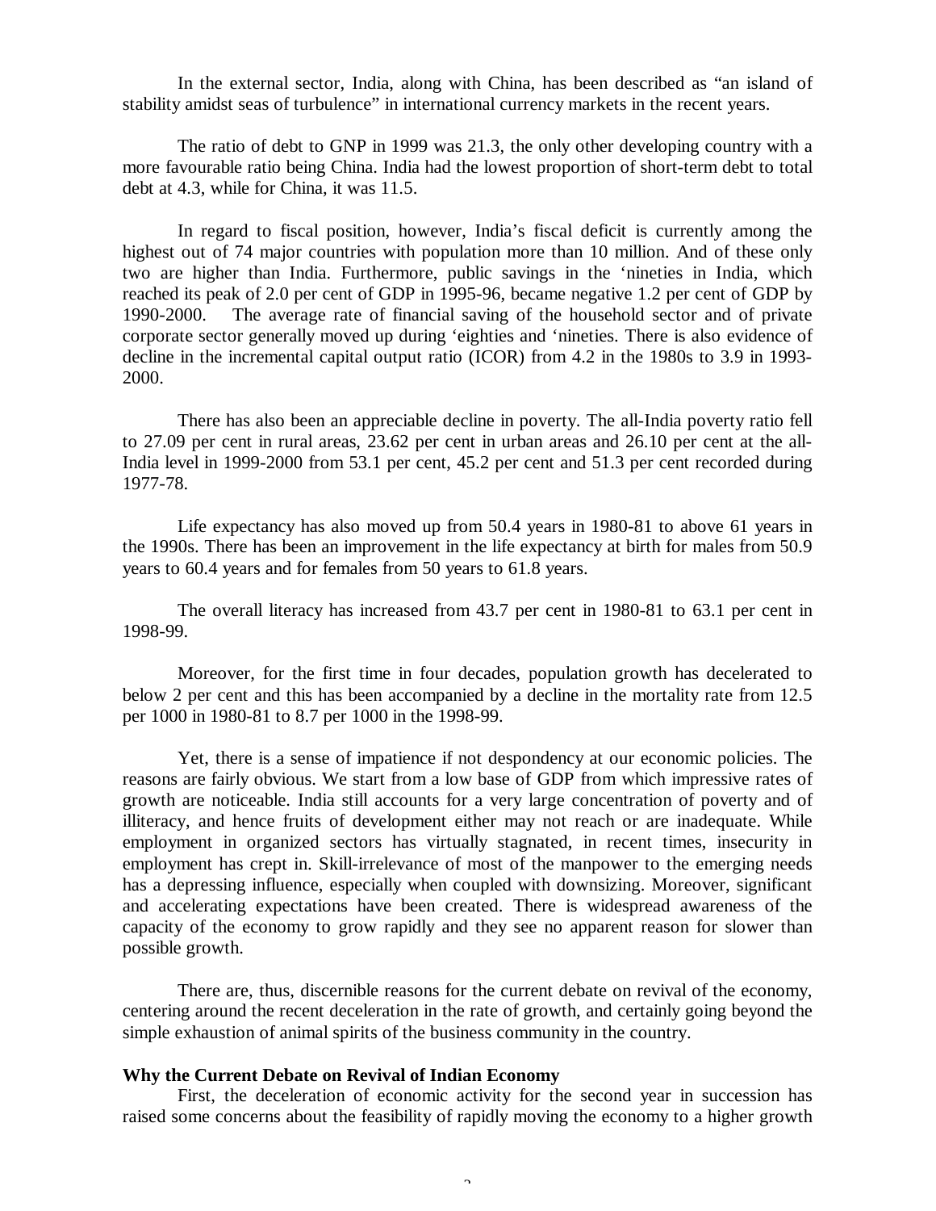In the external sector, India, along with China, has been described as "an island of stability amidst seas of turbulence" in international currency markets in the recent years.

The ratio of debt to GNP in 1999 was 21.3, the only other developing country with a more favourable ratio being China. India had the lowest proportion of short-term debt to total debt at 4.3, while for China, it was 11.5.

In regard to fiscal position, however, India's fiscal deficit is currently among the highest out of 74 major countries with population more than 10 million. And of these only two are higher than India. Furthermore, public savings in the 'nineties in India, which reached its peak of 2.0 per cent of GDP in 1995-96, became negative 1.2 per cent of GDP by 1990-2000. The average rate of financial saving of the household sector and of private corporate sector generally moved up during 'eighties and 'nineties. There is also evidence of decline in the incremental capital output ratio (ICOR) from 4.2 in the 1980s to 3.9 in 1993-2000.

There has also been an appreciable decline in poverty. The all-India poverty ratio fell to 27.09 per cent in rural areas, 23.62 per cent in urban areas and 26.10 per cent at the all-India level in 1999-2000 from 53.1 per cent, 45.2 per cent and 51.3 per cent recorded during 1977-78.

Life expectancy has also moved up from 50.4 years in 1980-81 to above 61 years in the 1990s. There has been an improvement in the life expectancy at birth for males from 50.9 years to 60.4 years and for females from 50 years to 61.8 years.

The overall literacy has increased from 43.7 per cent in 1980-81 to 63.1 per cent in 1998-99.

Moreover, for the first time in four decades, population growth has decelerated to below 2 per cent and this has been accompanied by a decline in the mortality rate from 12.5 per 1000 in 1980-81 to 8.7 per 1000 in the 1998-99.

Yet, there is a sense of impatience if not despondency at our economic policies. The reasons are fairly obvious. We start from a low base of GDP from which impressive rates of growth are noticeable. India still accounts for a very large concentration of poverty and of illiteracy, and hence fruits of development either may not reach or are inadequate. While employment in organized sectors has virtually stagnated, in recent times, insecurity in employment has crept in. Skill-irrelevance of most of the manpower to the emerging needs has a depressing influence, especially when coupled with downsizing. Moreover, significant and accelerating expectations have been created. There is widespread awareness of the capacity of the economy to grow rapidly and they see no apparent reason for slower than possible growth.

There are, thus, discernible reasons for the current debate on revival of the economy, centering around the recent deceleration in the rate of growth, and certainly going beyond the simple exhaustion of animal spirits of the business community in the country.

**Why the Current Debate on Revival of Indian Economy**

First, the deceleration of economic activity for the second year in succession has raised some concerns about the feasibility of rapidly moving the economy to a higher growth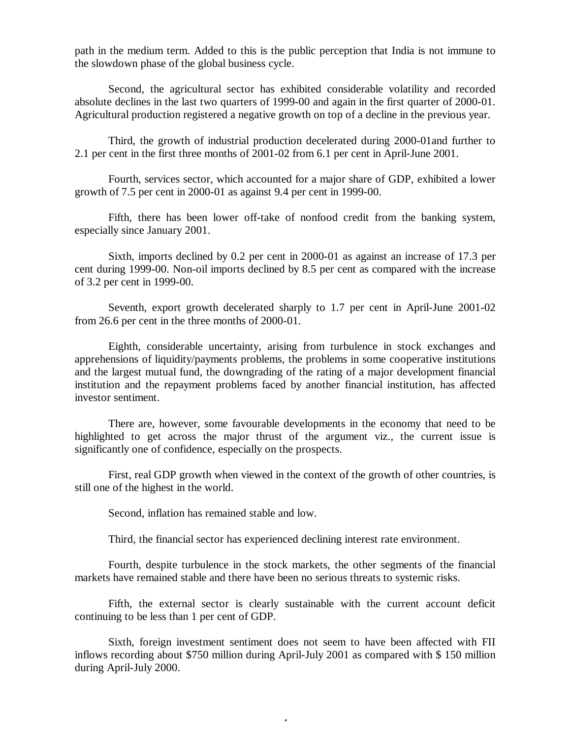path in the medium term. Added to this is the public perception that India is not immune to the slowdown phase of the global business cycle.

Second, the agricultural sector has exhibited considerable volatility and recorded absolute declines in the last two quarters of 1999-00 and again in the first quarter of 2000-01. Agricultural production registered a negative growth on top of a decline in the previous year.

Third, the growth of industrial production decelerated during 2000-01and further to 2.1 per cent in the first three months of 2001-02 from 6.1 per cent in April-June 2001.

Fourth, services sector, which accounted for a major share of GDP, exhibited a lower growth of 7.5 per cent in 2000-01 as against 9.4 per cent in 1999-00.

Fifth, there has been lower off-take of nonfood credit from the banking system, especially since January 2001.

Sixth, imports declined by 0.2 per cent in 2000-01 as against an increase of 17.3 per cent during 1999-00. Non-oil imports declined by 8.5 per cent as compared with the increase of 3.2 per cent in 1999-00.

Seventh, export growth decelerated sharply to 1.7 per cent in April-June 2001-02 from 26.6 per cent in the three months of 2000-01.

Eighth, considerable uncertainty, arising from turbulence in stock exchanges and apprehensions of liquidity/payments problems, the problems in some cooperative institutions and the largest mutual fund, the downgrading of the rating of a major development financial institution and the repayment problems faced by another financial institution, has affected investor sentiment.

There are, however, some favourable developments in the economy that need to be highlighted to get across the major thrust of the argument viz., the current issue is significantly one of confidence, especially on the prospects.

First, real GDP growth when viewed in the context of the growth of other countries, is still one of the highest in the world.

Second, inflation has remained stable and low.

Third, the financial sector has experienced declining interest rate environment.

Fourth, despite turbulence in the stock markets, the other segments of the financial markets have remained stable and there have been no serious threats to systemic risks.

Fifth, the external sector is clearly sustainable with the current account deficit continuing to be less than 1 per cent of GDP.

Sixth, foreign investment sentiment does not seem to have been affected with FII inflows recording about $750 million during April-July 2001 as compared with $ 150 million during April-July 2000.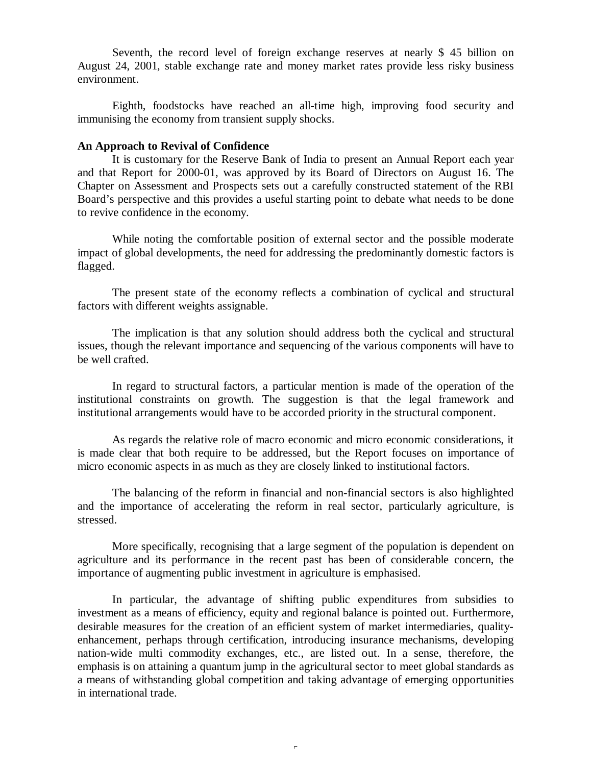Seventh, the record level of foreign exchange reserves at nearly $ 45 billion on August 24, 2001, stable exchange rate and money market rates provide less risky business environment.

Eighth, foodstocks have reached an all-time high, improving food security and immunising the economy from transient supply shocks.

**An Approach to Revival of Confidence**

It is customary for the Reserve Bank of India to present an Annual Report each year and that Report for 2000-01, was approved by its Board of Directors on August 16. The Chapter on Assessment and Prospects sets out a carefully constructed statement of the RBI Board's perspective and this provides a useful starting point to debate what needs to be done to revive confidence in the economy.

While noting the comfortable position of external sector and the possible moderate impact of global developments, the need for addressing the predominantly domestic factors is flagged.

The present state of the economy reflects a combination of cyclical and structural factors with different weights assignable.

The implication is that any solution should address both the cyclical and structural issues, though the relevant importance and sequencing of the various components will have to be well crafted.

In regard to structural factors, a particular mention is made of the operation of the institutional constraints on growth. The suggestion is that the legal framework and institutional arrangements would have to be accorded priority in the structural component.

As regards the relative role of macro economic and micro economic considerations, it is made clear that both require to be addressed, but the Report focuses on importance of micro economic aspects in as much as they are closely linked to institutional factors.

The balancing of the reform in financial and non-financial sectors is also highlighted and the importance of accelerating the reform in real sector, particularly agriculture, is stressed.

More specifically, recognising that a large segment of the population is dependent on agriculture and its performance in the recent past has been of considerable concern, the importance of augmenting public investment in agriculture is emphasised.

In particular, the advantage of shifting public expenditures from subsidies to investment as a means of efficiency, equity and regional balance is pointed out. Furthermore, desirable measures for the creation of an efficient system of market intermediaries, quality-enhancement, perhaps through certification, introducing insurance mechanisms, developing nation-wide multi commodity exchanges, etc., are listed out. In a sense, therefore, the emphasis is on attaining a quantum jump in the agricultural sector to meet global standards as a means of withstanding global competition and taking advantage of emerging opportunities in international trade.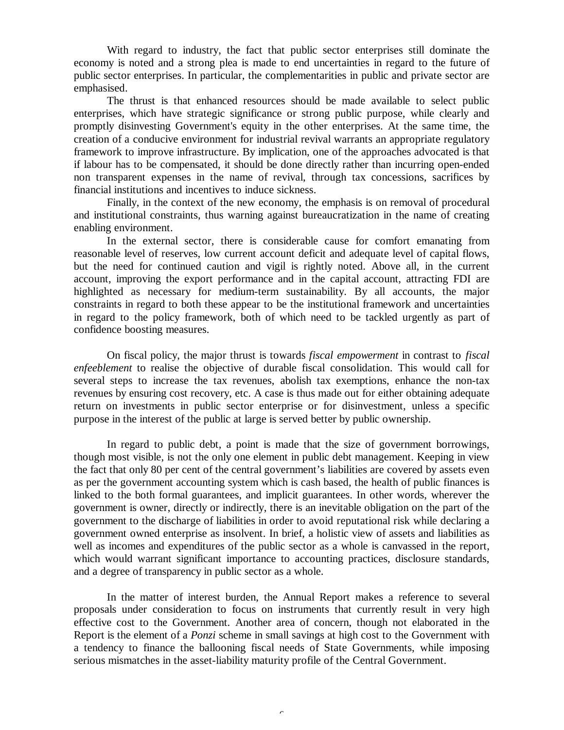With regard to industry, the fact that public sector enterprises still dominate the economy is noted and a strong plea is made to end uncertainties in regard to the future of public sector enterprises. In particular, the complementarities in public and private sector are emphasised.

The thrust is that enhanced resources should be made available to select public enterprises, which have strategic significance or strong public purpose, while clearly and promptly disinvesting Government's equity in the other enterprises. At the same time, the creation of a conducive environment for industrial revival warrants an appropriate regulatory framework to improve infrastructure. By implication, one of the approaches advocated is that if labour has to be compensated, it should be done directly rather than incurring open-ended non transparent expenses in the name of revival, through tax concessions, sacrifices by financial institutions and incentives to induce sickness.

Finally, in the context of the new economy, the emphasis is on removal of procedural and institutional constraints, thus warning against bureaucratization in the name of creating enabling environment.

In the external sector, there is considerable cause for comfort emanating from reasonable level of reserves, low current account deficit and adequate level of capital flows, but the need for continued caution and vigil is rightly noted. Above all, in the current account, improving the export performance and in the capital account, attracting FDI are highlighted as necessary for medium-term sustainability. By all accounts, the major constraints in regard to both these appear to be the institutional framework and uncertainties in regard to the policy framework, both of which need to be tackled urgently as part of confidence boosting measures.

On fiscal policy, the major thrust is towards *fiscal empowerment* in contrast to *fiscal enfeeblement* to realise the objective of durable fiscal consolidation. This would call for several steps to increase the tax revenues, abolish tax exemptions, enhance the non-tax revenues by ensuring cost recovery, etc. A case is thus made out for either obtaining adequate return on investments in public sector enterprise or for disinvestment, unless a specific purpose in the interest of the public at large is served better by public ownership.

In regard to public debt, a point is made that the size of government borrowings, though most visible, is not the only one element in public debt management. Keeping in view the fact that only 80 per cent of the central government's liabilities are covered by assets even as per the government accounting system which is cash based, the health of public finances is linked to the both formal guarantees, and implicit guarantees. In other words, wherever the government is owner, directly or indirectly, there is an inevitable obligation on the part of the government to the discharge of liabilities in order to avoid reputational risk while declaring a government owned enterprise as insolvent. In brief, a holistic view of assets and liabilities as well as incomes and expenditures of the public sector as a whole is canvassed in the report, which would warrant significant importance to accounting practices, disclosure standards, and a degree of transparency in public sector as a whole.

In the matter of interest burden, the Annual Report makes a reference to several proposals under consideration to focus on instruments that currently result in very high effective cost to the Government. Another area of concern, though not elaborated in the Report is the element of a *Ponzi* scheme in small savings at high cost to the Government with a tendency to finance the ballooning fiscal needs of State Governments, while imposing serious mismatches in the asset-liability maturity profile of the Central Government.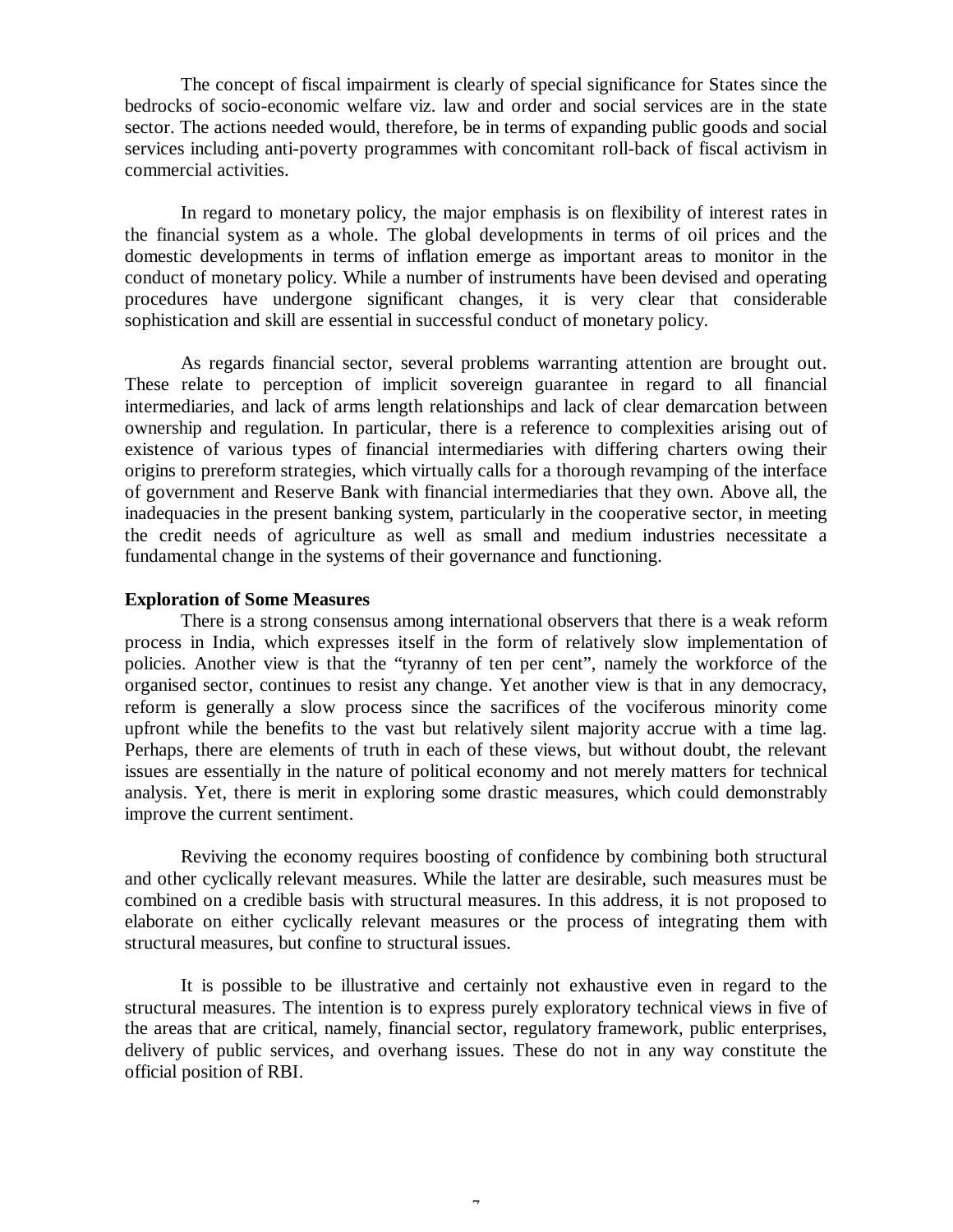The concept of fiscal impairment is clearly of special significance for States since the bedrocks of socio-economic welfare viz. law and order and social services are in the state sector. The actions needed would, therefore, be in terms of expanding public goods and social services including anti-poverty programmes with concomitant roll-back of fiscal activism in commercial activities.

In regard to monetary policy, the major emphasis is on flexibility of interest rates in the financial system as a whole. The global developments in terms of oil prices and the domestic developments in terms of inflation emerge as important areas to monitor in the conduct of monetary policy. While a number of instruments have been devised and operating procedures have undergone significant changes, it is very clear that considerable sophistication and skill are essential in successful conduct of monetary policy.

As regards financial sector, several problems warranting attention are brought out. These relate to perception of implicit sovereign guarantee in regard to all financial intermediaries, and lack of arms length relationships and lack of clear demarcation between ownership and regulation. In particular, there is a reference to complexities arising out of existence of various types of financial intermediaries with differing charters owing their origins to prereform strategies, which virtually calls for a thorough revamping of the interface of government and Reserve Bank with financial intermediaries that they own. Above all, the inadequacies in the present banking system, particularly in the cooperative sector, in meeting the credit needs of agriculture as well as small and medium industries necessitate a fundamental change in the systems of their governance and functioning.

**Exploration of Some Measures**

There is a strong consensus among international observers that there is a weak reform process in India, which expresses itself in the form of relatively slow implementation of policies. Another view is that the "tyranny of ten per cent", namely the workforce of the organised sector, continues to resist any change. Yet another view is that in any democracy, reform is generally a slow process since the sacrifices of the vociferous minority come upfront while the benefits to the vast but relatively silent majority accrue with a time lag. Perhaps, there are elements of truth in each of these views, but without doubt, the relevant issues are essentially in the nature of political economy and not merely matters for technical analysis. Yet, there is merit in exploring some drastic measures, which could demonstrably improve the current sentiment.

Reviving the economy requires boosting of confidence by combining both structural and other cyclically relevant measures. While the latter are desirable, such measures must be combined on a credible basis with structural measures. In this address, it is not proposed to elaborate on either cyclically relevant measures or the process of integrating them with structural measures, but confine to structural issues.

It is possible to be illustrative and certainly not exhaustive even in regard to the structural measures. The intention is to express purely exploratory technical views in five of the areas that are critical, namely, financial sector, regulatory framework, public enterprises, delivery of public services, and overhang issues. These do not in any way constitute the official position of RBI.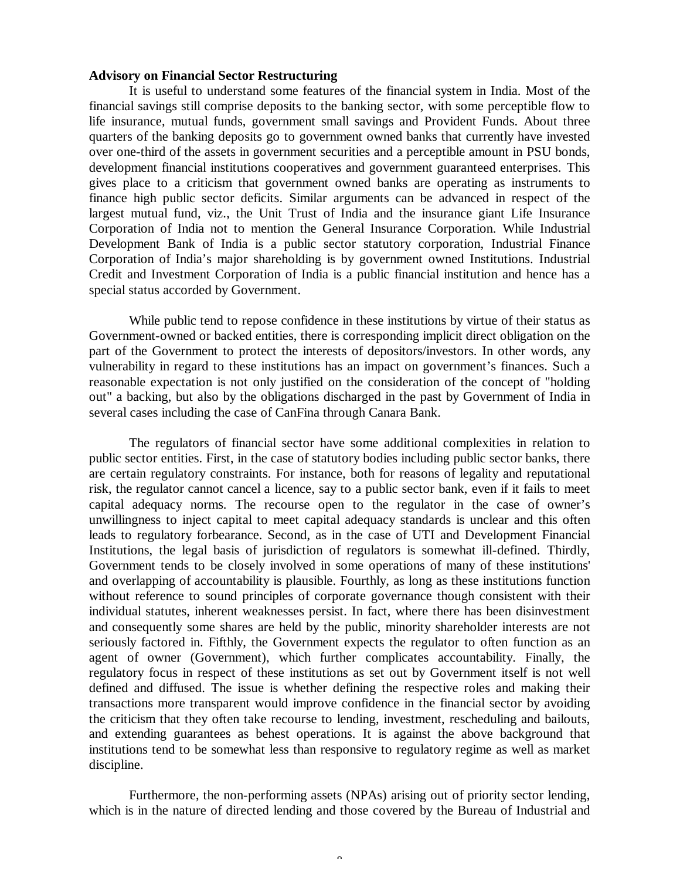**Advisory on Financial Sector Restructuring**

It is useful to understand some features of the financial system in India. Most of the financial savings still comprise deposits to the banking sector, with some perceptible flow to life insurance, mutual funds, government small savings and Provident Funds. About three quarters of the banking deposits go to government owned banks that currently have invested over one-third of the assets in government securities and a perceptible amount in PSU bonds, development financial institutions cooperatives and government guaranteed enterprises. This gives place to a criticism that government owned banks are operating as instruments to finance high public sector deficits. Similar arguments can be advanced in respect of the largest mutual fund, viz., the Unit Trust of India and the insurance giant Life Insurance Corporation of India not to mention the General Insurance Corporation. While Industrial Development Bank of India is a public sector statutory corporation, Industrial Finance Corporation of India's major shareholding is by government owned Institutions. Industrial Credit and Investment Corporation of India is a public financial institution and hence has a special status accorded by Government.

While public tend to repose confidence in these institutions by virtue of their status as Government-owned or backed entities, there is corresponding implicit direct obligation on the part of the Government to protect the interests of depositors/investors. In other words, any vulnerability in regard to these institutions has an impact on government's finances. Such a reasonable expectation is not only justified on the consideration of the concept of "holding out" a backing, but also by the obligations discharged in the past by Government of India in several cases including the case of CanFina through Canara Bank.

The regulators of financial sector have some additional complexities in relation to public sector entities. First, in the case of statutory bodies including public sector banks, there are certain regulatory constraints. For instance, both for reasons of legality and reputational risk, the regulator cannot cancel a licence, say to a public sector bank, even if it fails to meet capital adequacy norms. The recourse open to the regulator in the case of owner's unwillingness to inject capital to meet capital adequacy standards is unclear and this often leads to regulatory forbearance. Second, as in the case of UTI and Development Financial Institutions, the legal basis of jurisdiction of regulators is somewhat ill-defined. Thirdly, Government tends to be closely involved in some operations of many of these institutions' and overlapping of accountability is plausible. Fourthly, as long as these institutions function without reference to sound principles of corporate governance though consistent with their individual statutes, inherent weaknesses persist. In fact, where there has been disinvestment and consequently some shares are held by the public, minority shareholder interests are not seriously factored in. Fifthly, the Government expects the regulator to often function as an agent of owner (Government), which further complicates accountability. Finally, the regulatory focus in respect of these institutions as set out by Government itself is not well defined and diffused. The issue is whether defining the respective roles and making their transactions more transparent would improve confidence in the financial sector by avoiding the criticism that they often take recourse to lending, investment, rescheduling and bailouts, and extending guarantees as behest operations. It is against the above background that institutions tend to be somewhat less than responsive to regulatory regime as well as market discipline.

Furthermore, the non-performing assets (NPAs) arising out of priority sector lending, which is in the nature of directed lending and those covered by the Bureau of Industrial and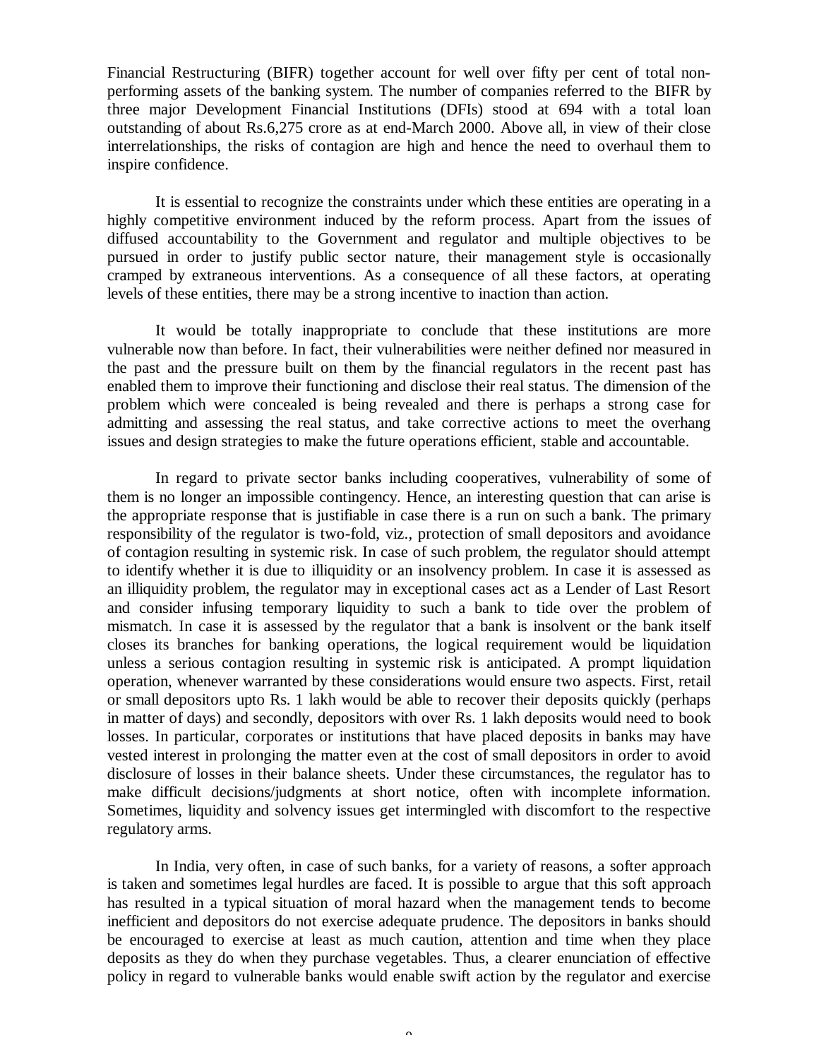Financial Restructuring (BIFR) together account for well over fifty per cent of total non-performing assets of the banking system. The number of companies referred to the BIFR by three major Development Financial Institutions (DFIs) stood at 694 with a total loan outstanding of about Rs.6,275 crore as at end-March 2000. Above all, in view of their close interrelationships, the risks of contagion are high and hence the need to overhaul them to inspire confidence.

It is essential to recognize the constraints under which these entities are operating in a highly competitive environment induced by the reform process. Apart from the issues of diffused accountability to the Government and regulator and multiple objectives to be pursued in order to justify public sector nature, their management style is occasionally cramped by extraneous interventions. As a consequence of all these factors, at operating levels of these entities, there may be a strong incentive to inaction than action.

It would be totally inappropriate to conclude that these institutions are more vulnerable now than before. In fact, their vulnerabilities were neither defined nor measured in the past and the pressure built on them by the financial regulators in the recent past has enabled them to improve their functioning and disclose their real status. The dimension of the problem which were concealed is being revealed and there is perhaps a strong case for admitting and assessing the real status, and take corrective actions to meet the overhang issues and design strategies to make the future operations efficient, stable and accountable.

In regard to private sector banks including cooperatives, vulnerability of some of them is no longer an impossible contingency. Hence, an interesting question that can arise is the appropriate response that is justifiable in case there is a run on such a bank. The primary responsibility of the regulator is two-fold, viz., protection of small depositors and avoidance of contagion resulting in systemic risk. In case of such problem, the regulator should attempt to identify whether it is due to illiquidity or an insolvency problem. In case it is assessed as an illiquidity problem, the regulator may in exceptional cases act as a Lender of Last Resort and consider infusing temporary liquidity to such a bank to tide over the problem of mismatch. In case it is assessed by the regulator that a bank is insolvent or the bank itself closes its branches for banking operations, the logical requirement would be liquidation unless a serious contagion resulting in systemic risk is anticipated. A prompt liquidation operation, whenever warranted by these considerations would ensure two aspects. First, retail or small depositors upto Rs. 1 lakh would be able to recover their deposits quickly (perhaps in matter of days) and secondly, depositors with over Rs. 1 lakh deposits would need to book losses. In particular, corporates or institutions that have placed deposits in banks may have vested interest in prolonging the matter even at the cost of small depositors in order to avoid disclosure of losses in their balance sheets. Under these circumstances, the regulator has to make difficult decisions/judgments at short notice, often with incomplete information. Sometimes, liquidity and solvency issues get intermingled with discomfort to the respective regulatory arms.

In India, very often, in case of such banks, for a variety of reasons, a softer approach is taken and sometimes legal hurdles are faced. It is possible to argue that this soft approach has resulted in a typical situation of moral hazard when the management tends to become inefficient and depositors do not exercise adequate prudence. The depositors in banks should be encouraged to exercise at least as much caution, attention and time when they place deposits as they do when they purchase vegetables. Thus, a clearer enunciation of effective policy in regard to vulnerable banks would enable swift action by the regulator and exercise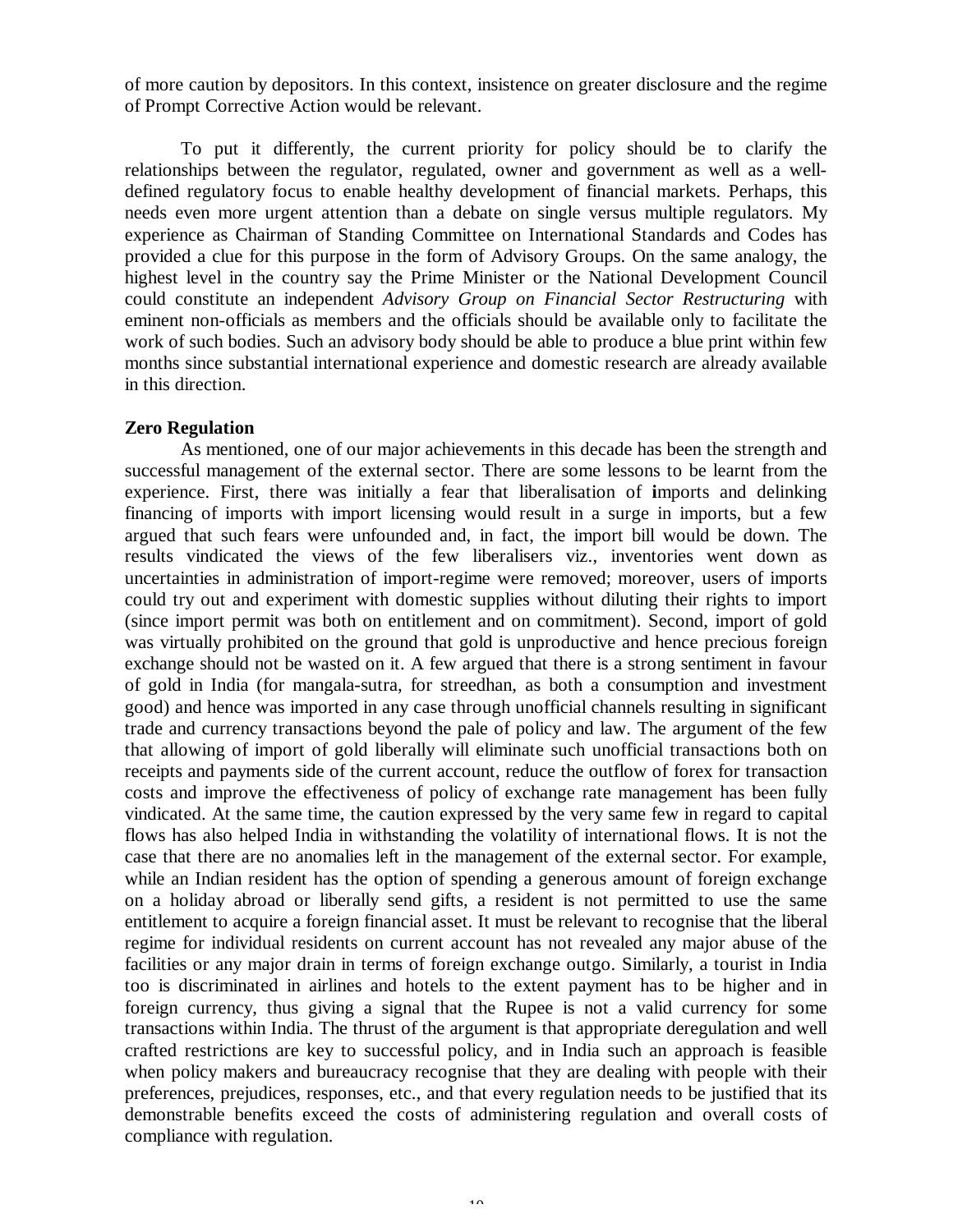of more caution by depositors. In this context, insistence on greater disclosure and the regime of Prompt Corrective Action would be relevant.

To put it differently, the current priority for policy should be to clarify the relationships between the regulator, regulated, owner and government as well as a well-defined regulatory focus to enable healthy development of financial markets. Perhaps, this needs even more urgent attention than a debate on single versus multiple regulators. My experience as Chairman of Standing Committee on International Standards and Codes has provided a clue for this purpose in the form of Advisory Groups. On the same analogy, the highest level in the country say the Prime Minister or the National Development Council could constitute an independent *Advisory Group on Financial Sector Restructuring* with eminent non-officials as members and the officials should be available only to facilitate the work of such bodies. Such an advisory body should be able to produce a blue print within few months since substantial international experience and domestic research are already available in this direction.

**Zero Regulation**

As mentioned, one of our major achievements in this decade has been the strength and successful management of the external sector. There are some lessons to be learnt from the experience. First, there was initially a fear that liberalisation of imports and delinking financing of imports with import licensing would result in a surge in imports, but a few argued that such fears were unfounded and, in fact, the import bill would be down. The results vindicated the views of the few liberalisers viz., inventories went down as uncertainties in administration of import-regime were removed; moreover, users of imports could try out and experiment with domestic supplies without diluting their rights to import (since import permit was both on entitlement and on commitment). Second, import of gold was virtually prohibited on the ground that gold is unproductive and hence precious foreign exchange should not be wasted on it. A few argued that there is a strong sentiment in favour of gold in India (for mangala-sutra, for streedhan, as both a consumption and investment good) and hence was imported in any case through unofficial channels resulting in significant trade and currency transactions beyond the pale of policy and law. The argument of the few that allowing of import of gold liberally will eliminate such unofficial transactions both on receipts and payments side of the current account, reduce the outflow of forex for transaction costs and improve the effectiveness of policy of exchange rate management has been fully vindicated. At the same time, the caution expressed by the very same few in regard to capital flows has also helped India in withstanding the volatility of international flows. It is not the case that there are no anomalies left in the management of the external sector. For example, while an Indian resident has the option of spending a generous amount of foreign exchange on a holiday abroad or liberally send gifts, a resident is not permitted to use the same entitlement to acquire a foreign financial asset. It must be relevant to recognise that the liberal regime for individual residents on current account has not revealed any major abuse of the facilities or any major drain in terms of foreign exchange outgo. Similarly, a tourist in India too is discriminated in airlines and hotels to the extent payment has to be higher and in foreign currency, thus giving a signal that the Rupee is not a valid currency for some transactions within India. The thrust of the argument is that appropriate deregulation and well crafted restrictions are key to successful policy, and in India such an approach is feasible when policy makers and bureaucracy recognise that they are dealing with people with their preferences, prejudices, responses, etc., and that every regulation needs to be justified that its demonstrable benefits exceed the costs of administering regulation and overall costs of compliance with regulation.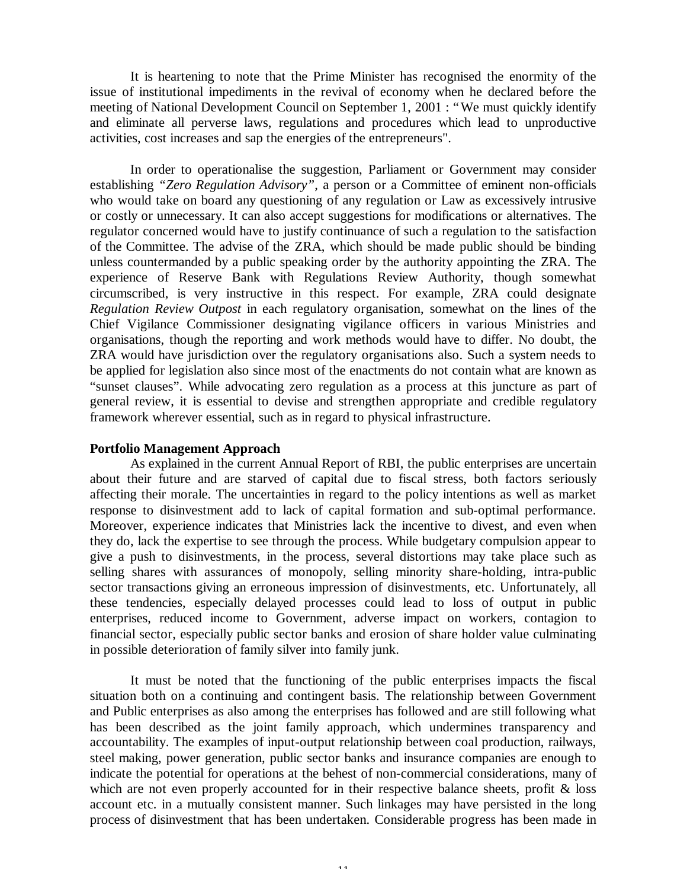It is heartening to note that the Prime Minister has recognised the enormity of the issue of institutional impediments in the revival of economy when he declared before the meeting of National Development Council on September 1, 2001 : "We must quickly identify and eliminate all perverse laws, regulations and procedures which lead to unproductive activities, cost increases and sap the energies of the entrepreneurs".

In order to operationalise the suggestion, Parliament or Government may consider establishing *"Zero Regulation Advisory"*, a person or a Committee of eminent non-officials who would take on board any questioning of any regulation or Law as excessively intrusive or costly or unnecessary. It can also accept suggestions for modifications or alternatives. The regulator concerned would have to justify continuance of such a regulation to the satisfaction of the Committee. The advise of the ZRA, which should be made public should be binding unless countermanded by a public speaking order by the authority appointing the ZRA. The experience of Reserve Bank with Regulations Review Authority, though somewhat circumscribed, is very instructive in this respect. For example, ZRA could designate *Regulation Review Outpost* in each regulatory organisation, somewhat on the lines of the Chief Vigilance Commissioner designating vigilance officers in various Ministries and organisations, though the reporting and work methods would have to differ. No doubt, the ZRA would have jurisdiction over the regulatory organisations also. Such a system needs to be applied for legislation also since most of the enactments do not contain what are known as "sunset clauses". While advocating zero regulation as a process at this juncture as part of general review, it is essential to devise and strengthen appropriate and credible regulatory framework wherever essential, such as in regard to physical infrastructure.

**Portfolio Management Approach**

As explained in the current Annual Report of RBI, the public enterprises are uncertain about their future and are starved of capital due to fiscal stress, both factors seriously affecting their morale. The uncertainties in regard to the policy intentions as well as market response to disinvestment add to lack of capital formation and sub-optimal performance. Moreover, experience indicates that Ministries lack the incentive to divest, and even when they do, lack the expertise to see through the process. While budgetary compulsion appear to give a push to disinvestments, in the process, several distortions may take place such as selling shares with assurances of monopoly, selling minority share-holding, intra-public sector transactions giving an erroneous impression of disinvestments, etc. Unfortunately, all these tendencies, especially delayed processes could lead to loss of output in public enterprises, reduced income to Government, adverse impact on workers, contagion to financial sector, especially public sector banks and erosion of share holder value culminating in possible deterioration of family silver into family junk.

It must be noted that the functioning of the public enterprises impacts the fiscal situation both on a continuing and contingent basis. The relationship between Government and Public enterprises as also among the enterprises has followed and are still following what has been described as the joint family approach, which undermines transparency and accountability. The examples of input-output relationship between coal production, railways, steel making, power generation, public sector banks and insurance companies are enough to indicate the potential for operations at the behest of non-commercial considerations, many of which are not even properly accounted for in their respective balance sheets, profit & loss account etc. in a mutually consistent manner. Such linkages may have persisted in the long process of disinvestment that has been undertaken. Considerable progress has been made in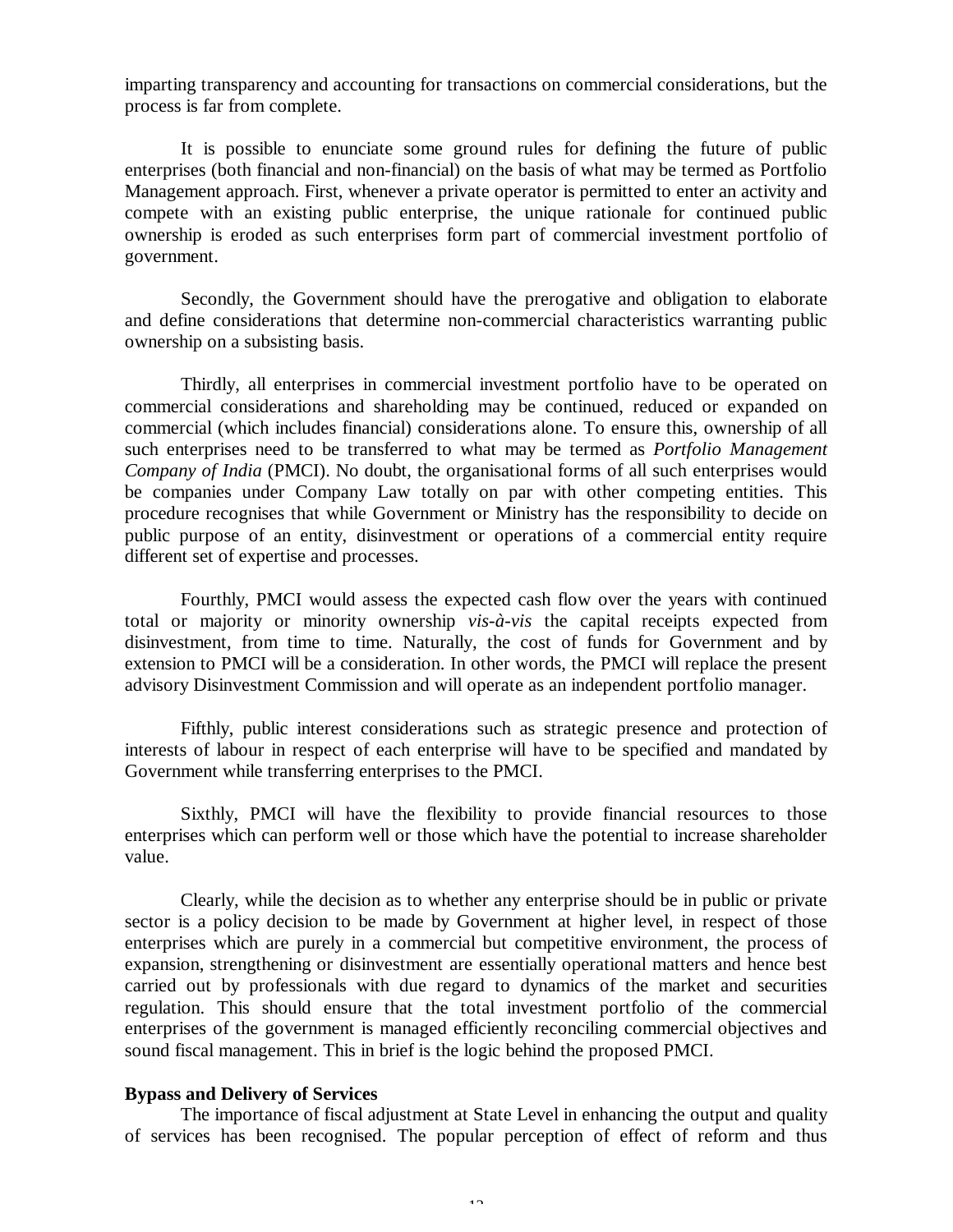imparting transparency and accounting for transactions on commercial considerations, but the process is far from complete.

It is possible to enunciate some ground rules for defining the future of public enterprises (both financial and non-financial) on the basis of what may be termed as Portfolio Management approach. First, whenever a private operator is permitted to enter an activity and compete with an existing public enterprise, the unique rationale for continued public ownership is eroded as such enterprises form part of commercial investment portfolio of government.

Secondly, the Government should have the prerogative and obligation to elaborate and define considerations that determine non-commercial characteristics warranting public ownership on a subsisting basis.

Thirdly, all enterprises in commercial investment portfolio have to be operated on commercial considerations and shareholding may be continued, reduced or expanded on commercial (which includes financial) considerations alone. To ensure this, ownership of all such enterprises need to be transferred to what may be termed as *Portfolio Management Company of India* (PMCI). No doubt, the organisational forms of all such enterprises would be companies under Company Law totally on par with other competing entities. This procedure recognises that while Government or Ministry has the responsibility to decide on public purpose of an entity, disinvestment or operations of a commercial entity require different set of expertise and processes.

Fourthly, PMCI would assess the expected cash flow over the years with continued total or majority or minority ownership *vis-à-vis* the capital receipts expected from disinvestment, from time to time. Naturally, the cost of funds for Government and by extension to PMCI will be a consideration. In other words, the PMCI will replace the present advisory Disinvestment Commission and will operate as an independent portfolio manager.

Fifthly, public interest considerations such as strategic presence and protection of interests of labour in respect of each enterprise will have to be specified and mandated by Government while transferring enterprises to the PMCI.

Sixthly, PMCI will have the flexibility to provide financial resources to those enterprises which can perform well or those which have the potential to increase shareholder value.

Clearly, while the decision as to whether any enterprise should be in public or private sector is a policy decision to be made by Government at higher level, in respect of those enterprises which are purely in a commercial but competitive environment, the process of expansion, strengthening or disinvestment are essentially operational matters and hence best carried out by professionals with due regard to dynamics of the market and securities regulation. This should ensure that the total investment portfolio of the commercial enterprises of the government is managed efficiently reconciling commercial objectives and sound fiscal management. This in brief is the logic behind the proposed PMCI.

**Bypass and Delivery of Services**

The importance of fiscal adjustment at State Level in enhancing the output and quality of services has been recognised. The popular perception of effect of reform and thus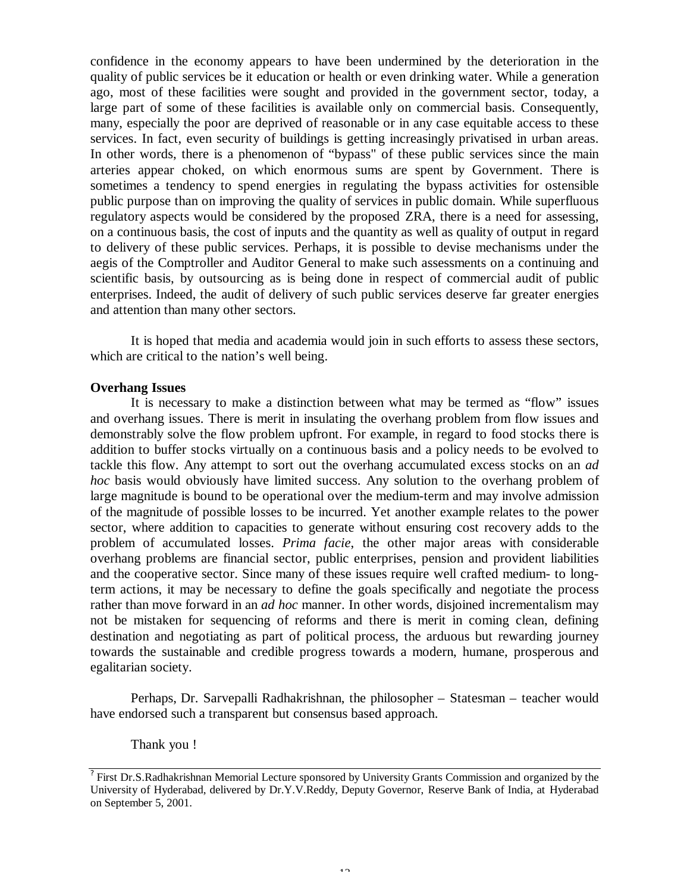confidence in the economy appears to have been undermined by the deterioration in the quality of public services be it education or health or even drinking water. While a generation ago, most of these facilities were sought and provided in the government sector, today, a large part of some of these facilities is available only on commercial basis. Consequently, many, especially the poor are deprived of reasonable or in any case equitable access to these services. In fact, even security of buildings is getting increasingly privatised in urban areas. In other words, there is a phenomenon of "bypass" of these public services since the main arteries appear choked, on which enormous sums are spent by Government. There is sometimes a tendency to spend energies in regulating the bypass activities for ostensible public purpose than on improving the quality of services in public domain. While superfluous regulatory aspects would be considered by the proposed ZRA, there is a need for assessing, on a continuous basis, the cost of inputs and the quantity as well as quality of output in regard to delivery of these public services. Perhaps, it is possible to devise mechanisms under the aegis of the Comptroller and Auditor General to make such assessments on a continuing and scientific basis, by outsourcing as is being done in respect of commercial audit of public enterprises. Indeed, the audit of delivery of such public services deserve far greater energies and attention than many other sectors.

It is hoped that media and academia would join in such efforts to assess these sectors, which are critical to the nation's well being.

**Overhang Issues**

It is necessary to make a distinction between what may be termed as "flow" issues and overhang issues. There is merit in insulating the overhang problem from flow issues and demonstrably solve the flow problem upfront. For example, in regard to food stocks there is addition to buffer stocks virtually on a continuous basis and a policy needs to be evolved to tackle this flow. Any attempt to sort out the overhang accumulated excess stocks on an *ad hoc* basis would obviously have limited success. Any solution to the overhang problem of large magnitude is bound to be operational over the medium-term and may involve admission of the magnitude of possible losses to be incurred. Yet another example relates to the power sector, where addition to capacities to generate without ensuring cost recovery adds to the problem of accumulated losses. *Prima facie*, the other major areas with considerable overhang problems are financial sector, public enterprises, pension and provident liabilities and the cooperative sector. Since many of these issues require well crafted medium- to long-term actions, it may be necessary to define the goals specifically and negotiate the process rather than move forward in an *ad hoc* manner. In other words, disjoined incrementalism may not be mistaken for sequencing of reforms and there is merit in coming clean, defining destination and negotiating as part of political process, the arduous but rewarding journey towards the sustainable and credible progress towards a modern, humane, prosperous and egalitarian society.

Perhaps, Dr. Sarvepalli Radhakrishnan, the philosopher – Statesman – teacher would have endorsed such a transparent but consensus based approach.

Thank you !

---

[?] First Dr.S.Radhakrishnan Memorial Lecture sponsored by University Grants Commission and organized by the University of Hyderabad, delivered by Dr.Y.V.Reddy, Deputy Governor, Reserve Bank of India, at Hyderabad on September 5, 2001.